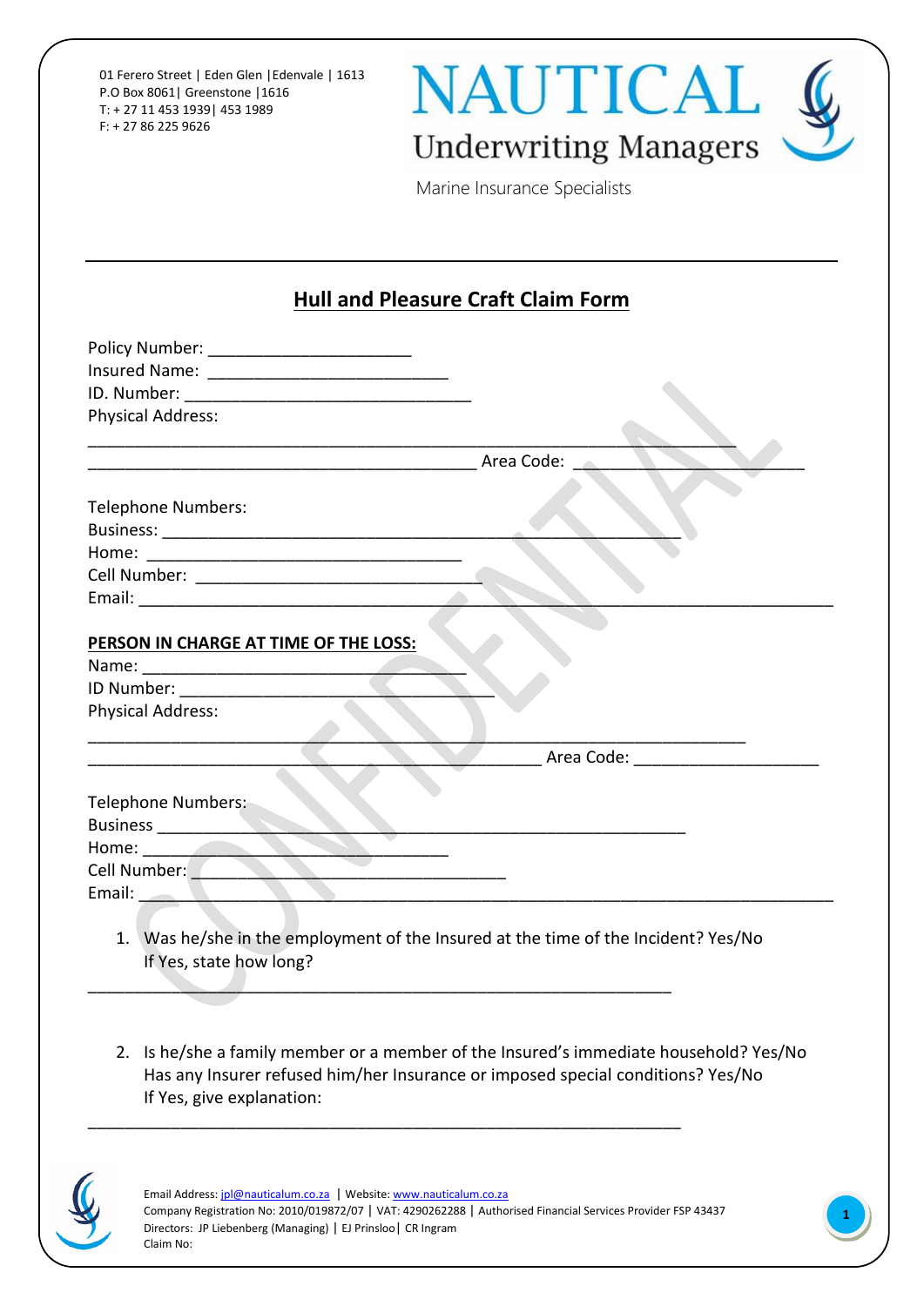01 Ferero Street | Eden Glen |Edenvale | 1613
P.O Box 8061| Greenstone |1616
T: + 27 11 453 1939| 453 1989
F: + 27 86 225 9626

# NAUTICAL Underwriting Managers

Marine Insurance Specialists

---

## Hull and Pleasure Craft Claim Form

Policy Number: _____________________
Insured Name: _________________________
ID. Number: ______________________________
Physical Address:

___________________________________________________________________
________________________________________ Area Code: ______________________

Telephone Numbers:
Business: ____________________________________________________
Home: ________________________________
Cell Number: _____________________________
Email: __________________________________________________________________________

**PERSON IN CHARGE AT TIME OF THE LOSS:**

Name: _________________________________
ID Number: _________________________________
Physical Address:

____________________________________________________________________
_______________________________________________ Area Code: ___________________

Telephone Numbers:
Business ____________________________________________________
Home: ______________________________
Cell Number: ________________________________
Email: __________________________________________________________________________

1. Was he/she in the employment of the Insured at the time of the Incident? Yes/No
   If Yes, state how long?

____________________________________________________________

2. Is he/she a family member or a member of the Insured's immediate household? Yes/No
   Has any Insurer refused him/her Insurance or imposed special conditions? Yes/No
   If Yes, give explanation:

_____________________________________________________________

Email Address: jpl@nauticalum.co.za | Website: www.nauticalum.co.za
Company Registration No: 2010/019872/07 | VAT: 4290262288 | Authorised Financial Services Provider FSP 43437
Directors: JP Liebenberg (Managing) | EJ Prinsloo| CR Ingram
Claim No: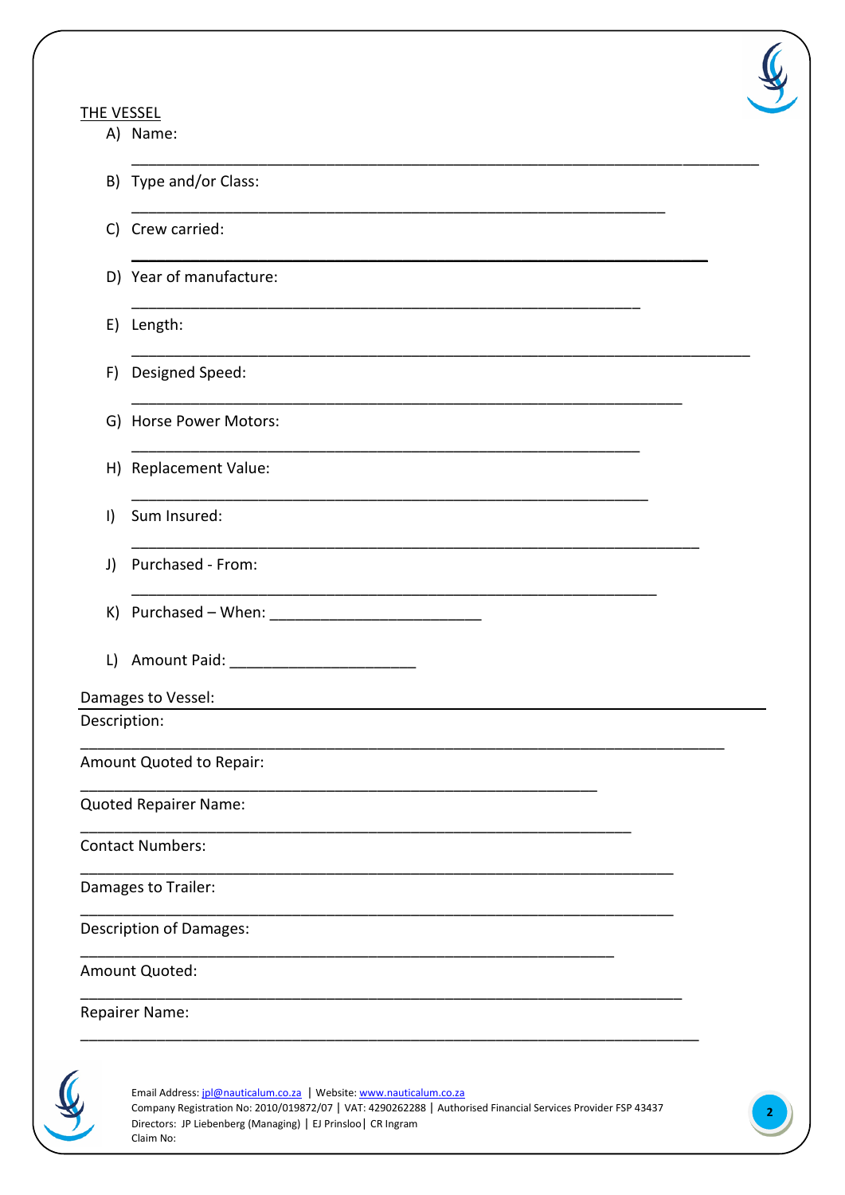THE VESSEL

A) Name:

______________________________________________________________________

B) Type and/or Class:

____________________________________________________________

C) Crew carried:

______________________________________________________________

D) Year of manufacture:

_________________________________________________________

E) Length:

______________________________________________________________________

F) Designed Speed:

______________________________________________________________

G) Horse Power Motors:

_________________________________________________________

H) Replacement Value:

__________________________________________________________

I) Sum Insured:

________________________________________________________________

J) Purchased - From:

___________________________________________________________

K) Purchased – When: ________________________

L) Amount Paid: _____________________

Damages to Vessel:

Description:

_________________________________________________________________________

Amount Quoted to Repair:

__________________________________________________________

Quoted Repairer Name:

______________________________________________________________

Contact Numbers:

___________________________________________________________________

Damages to Trailer:

___________________________________________________________________

Description of Damages:

____________________________________________________________

Amount Quoted:

____________________________________________________________________

Repairer Name:

______________________________________________________________________

Email Address: jpl@nauticalum.co.za | Website: www.nauticalum.co.za
Company Registration No: 2010/019872/07 | VAT: 4290262288 | Authorised Financial Services Provider FSP 43437
Directors: JP Liebenberg (Managing) | EJ Prinsloo | CR Ingram
Claim No: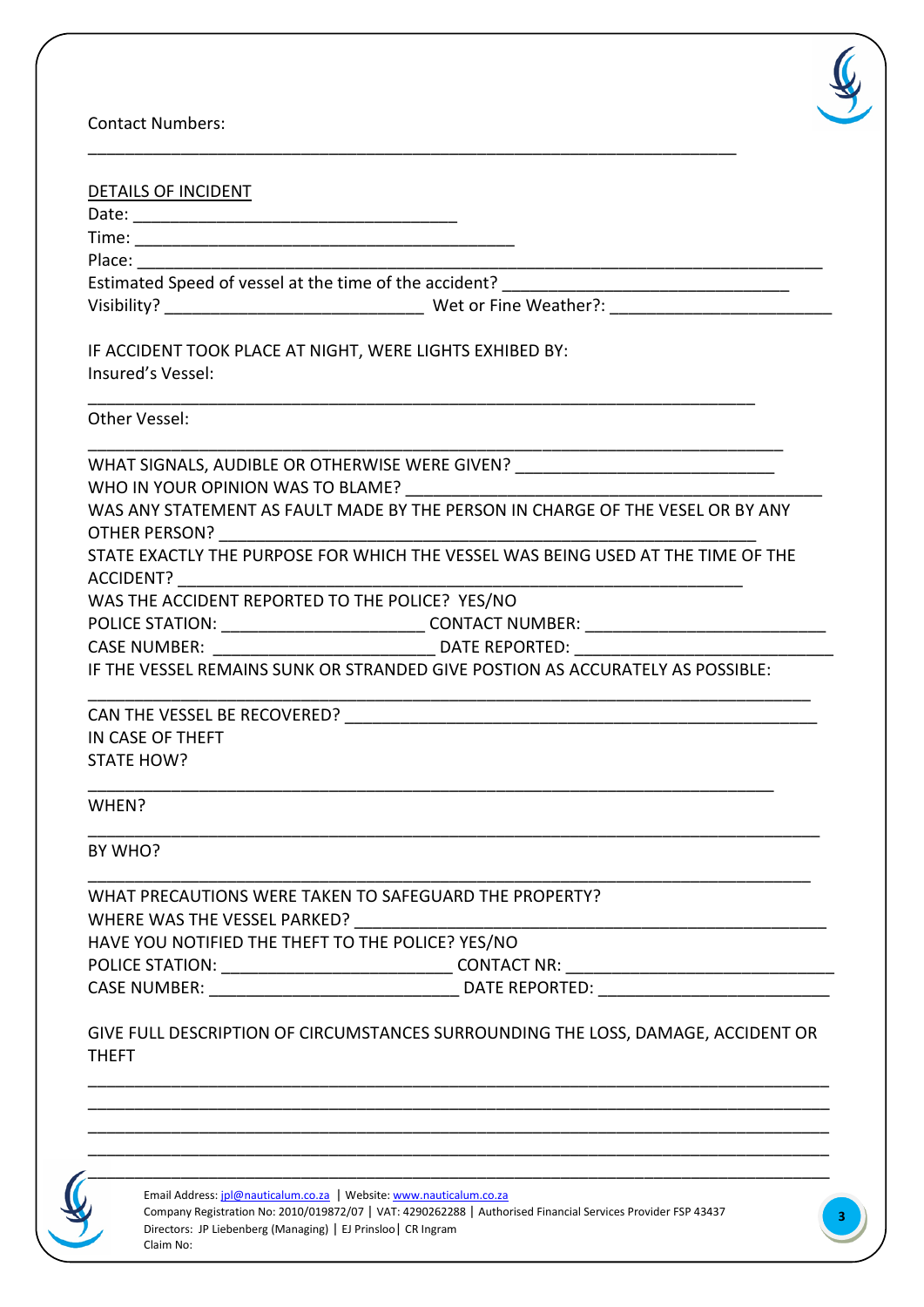Contact Numbers:

_______________________________________________________________________

DETAILS OF INCIDENT

Date: ___________________________________

Time: _________________________________________

Place: ___________________________________________________________________________

Estimated Speed of vessel at the time of the accident? _______________________________

Visibility? ____________________________ Wet or Fine Weather?: ________________________

IF ACCIDENT TOOK PLACE AT NIGHT, WERE LIGHTS EXHIBITED BY:

Insured's Vessel:

_________________________________________________________________________

Other Vessel:

____________________________________________________________________________

WHAT SIGNALS, AUDIBLE OR OTHERWISE WERE GIVEN? ____________________________

WHO IN YOUR OPINION WAS TO BLAME? ___________________________________________

WAS ANY STATEMENT AS FAULT MADE BY THE PERSON IN CHARGE OF THE VESEL OR BY ANY OTHER PERSON? ___________________________________________________________

STATE EXACTLY THE PURPOSE FOR WHICH THE VESSEL WAS BEING USED AT THE TIME OF THE ACCIDENT? _____________________________________________________________

WAS THE ACCIDENT REPORTED TO THE POLICE? YES/NO

POLICE STATION: ______________________ CONTACT NUMBER: __________________________

CASE NUMBER: ________________________ DATE REPORTED: ____________________________

IF THE VESSEL REMAINS SUNK OR STRANDED GIVE POSTION AS ACCURATELY AS POSSIBLE:

_______________________________________________________________________________

CAN THE VESSEL BE RECOVERED? _______________________________________________________

IN CASE OF THEFT

STATE HOW?

___________________________________________________________________________

WHEN?

________________________________________________________________________________

BY WHO?

_______________________________________________________________________________

WHAT PRECAUTIONS WERE TAKEN TO SAFEGUARD THE PROPERTY?

WHERE WAS THE VESSEL PARKED? ______________________________________________________

HAVE YOU NOTIFIED THE THEFT TO THE POLICE? YES/NO

POLICE STATION: _________________________ CONTACT NR: _____________________________

CASE NUMBER: ___________________________ DATE REPORTED: _________________________

GIVE FULL DESCRIPTION OF CIRCUMSTANCES SURROUNDING THE LOSS, DAMAGE, ACCIDENT OR THEFT

_________________________________________________________________________________

_________________________________________________________________________________

_________________________________________________________________________________

_________________________________________________________________________________

_________________________________________________________________________________

Email Address: jpl@nauticalum.co.za | Website: www.nauticalum.co.za
Company Registration No: 2010/019872/07 | VAT: 4290262288 | Authorised Financial Services Provider FSP 43437
Directors: JP Liebenberg (Managing) | EJ Prinsloo | CR Ingram
Claim No: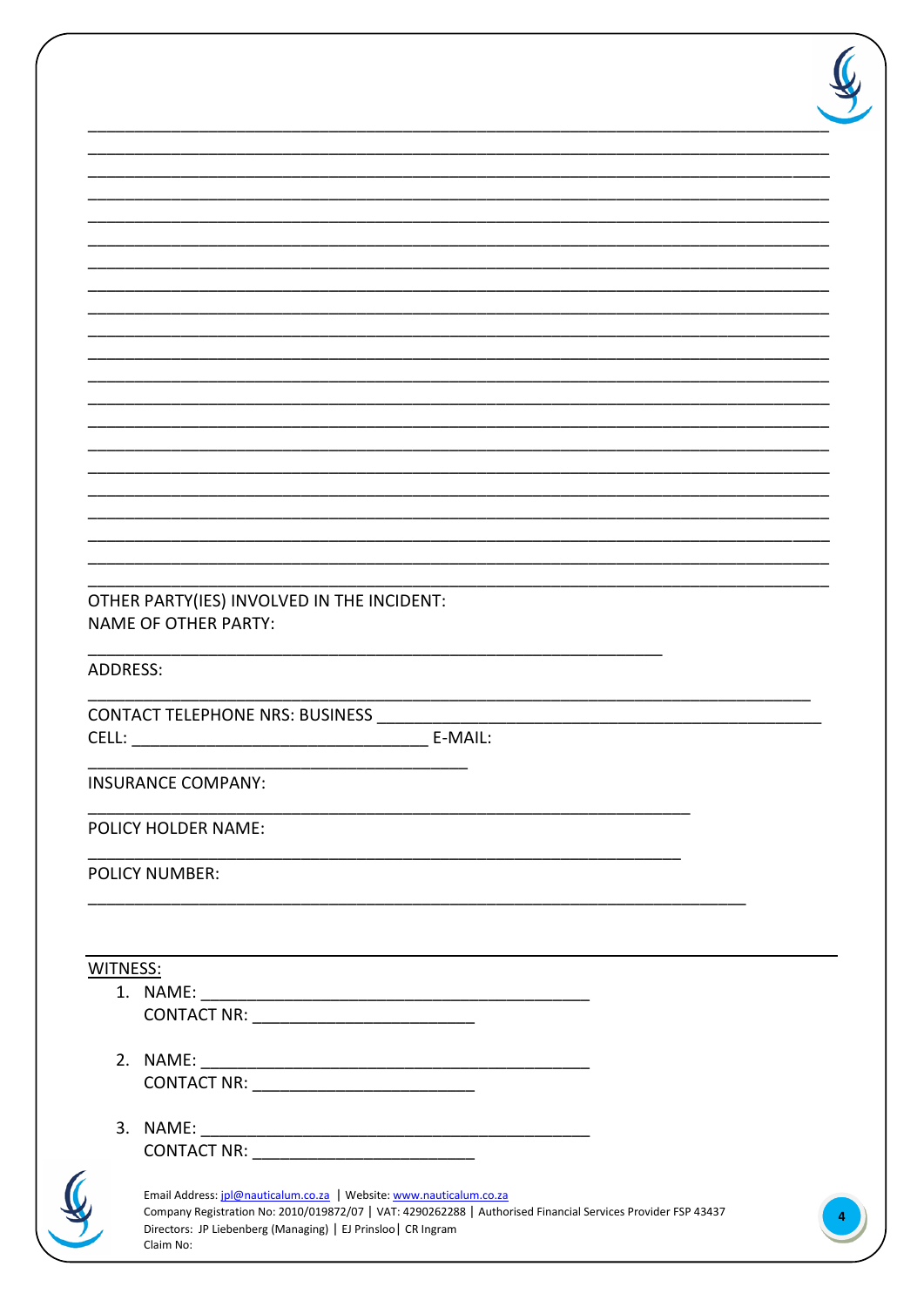\_\_\_\_\_\_\_\_\_\_\_\_\_\_\_\_\_\_\_\_\_\_\_\_\_\_\_\_\_\_\_\_\_\_\_\_\_\_\_\_\_\_\_\_\_\_\_\_\_\_\_\_\_\_\_\_\_\_\_\_\_\_\_\_\_\_\_\_\_\_\_\_\_\_\_\_\_\_

\_\_\_\_\_\_\_\_\_\_\_\_\_\_\_\_\_\_\_\_\_\_\_\_\_\_\_\_\_\_\_\_\_\_\_\_\_\_\_\_\_\_\_\_\_\_\_\_\_\_\_\_\_\_\_\_\_\_\_\_\_\_\_\_\_\_\_\_\_\_\_\_\_\_\_\_\_\_

\_\_\_\_\_\_\_\_\_\_\_\_\_\_\_\_\_\_\_\_\_\_\_\_\_\_\_\_\_\_\_\_\_\_\_\_\_\_\_\_\_\_\_\_\_\_\_\_\_\_\_\_\_\_\_\_\_\_\_\_\_\_\_\_\_\_\_\_\_\_\_\_\_\_\_\_\_\_

\_\_\_\_\_\_\_\_\_\_\_\_\_\_\_\_\_\_\_\_\_\_\_\_\_\_\_\_\_\_\_\_\_\_\_\_\_\_\_\_\_\_\_\_\_\_\_\_\_\_\_\_\_\_\_\_\_\_\_\_\_\_\_\_\_\_\_\_\_\_\_\_\_\_\_\_\_\_

\_\_\_\_\_\_\_\_\_\_\_\_\_\_\_\_\_\_\_\_\_\_\_\_\_\_\_\_\_\_\_\_\_\_\_\_\_\_\_\_\_\_\_\_\_\_\_\_\_\_\_\_\_\_\_\_\_\_\_\_\_\_\_\_\_\_\_\_\_\_\_\_\_\_\_\_\_\_

\_\_\_\_\_\_\_\_\_\_\_\_\_\_\_\_\_\_\_\_\_\_\_\_\_\_\_\_\_\_\_\_\_\_\_\_\_\_\_\_\_\_\_\_\_\_\_\_\_\_\_\_\_\_\_\_\_\_\_\_\_\_\_\_\_\_\_\_\_\_\_\_\_\_\_\_\_\_

\_\_\_\_\_\_\_\_\_\_\_\_\_\_\_\_\_\_\_\_\_\_\_\_\_\_\_\_\_\_\_\_\_\_\_\_\_\_\_\_\_\_\_\_\_\_\_\_\_\_\_\_\_\_\_\_\_\_\_\_\_\_\_\_\_\_\_\_\_\_\_\_\_\_\_\_\_\_

\_\_\_\_\_\_\_\_\_\_\_\_\_\_\_\_\_\_\_\_\_\_\_\_\_\_\_\_\_\_\_\_\_\_\_\_\_\_\_\_\_\_\_\_\_\_\_\_\_\_\_\_\_\_\_\_\_\_\_\_\_\_\_\_\_\_\_\_\_\_\_\_\_\_\_\_\_\_

\_\_\_\_\_\_\_\_\_\_\_\_\_\_\_\_\_\_\_\_\_\_\_\_\_\_\_\_\_\_\_\_\_\_\_\_\_\_\_\_\_\_\_\_\_\_\_\_\_\_\_\_\_\_\_\_\_\_\_\_\_\_\_\_\_\_\_\_\_\_\_\_\_\_\_\_\_\_

\_\_\_\_\_\_\_\_\_\_\_\_\_\_\_\_\_\_\_\_\_\_\_\_\_\_\_\_\_\_\_\_\_\_\_\_\_\_\_\_\_\_\_\_\_\_\_\_\_\_\_\_\_\_\_\_\_\_\_\_\_\_\_\_\_\_\_\_\_\_\_\_\_\_\_\_\_\_

\_\_\_\_\_\_\_\_\_\_\_\_\_\_\_\_\_\_\_\_\_\_\_\_\_\_\_\_\_\_\_\_\_\_\_\_\_\_\_\_\_\_\_\_\_\_\_\_\_\_\_\_\_\_\_\_\_\_\_\_\_\_\_\_\_\_\_\_\_\_\_\_\_\_\_\_\_\_

\_\_\_\_\_\_\_\_\_\_\_\_\_\_\_\_\_\_\_\_\_\_\_\_\_\_\_\_\_\_\_\_\_\_\_\_\_\_\_\_\_\_\_\_\_\_\_\_\_\_\_\_\_\_\_\_\_\_\_\_\_\_\_\_\_\_\_\_\_\_\_\_\_\_\_\_\_\_

\_\_\_\_\_\_\_\_\_\_\_\_\_\_\_\_\_\_\_\_\_\_\_\_\_\_\_\_\_\_\_\_\_\_\_\_\_\_\_\_\_\_\_\_\_\_\_\_\_\_\_\_\_\_\_\_\_\_\_\_\_\_\_\_\_\_\_\_\_\_\_\_\_\_\_\_\_\_

\_\_\_\_\_\_\_\_\_\_\_\_\_\_\_\_\_\_\_\_\_\_\_\_\_\_\_\_\_\_\_\_\_\_\_\_\_\_\_\_\_\_\_\_\_\_\_\_\_\_\_\_\_\_\_\_\_\_\_\_\_\_\_\_\_\_\_\_\_\_\_\_\_\_\_\_\_\_

\_\_\_\_\_\_\_\_\_\_\_\_\_\_\_\_\_\_\_\_\_\_\_\_\_\_\_\_\_\_\_\_\_\_\_\_\_\_\_\_\_\_\_\_\_\_\_\_\_\_\_\_\_\_\_\_\_\_\_\_\_\_\_\_\_\_\_\_\_\_\_\_\_\_\_\_\_\_

\_\_\_\_\_\_\_\_\_\_\_\_\_\_\_\_\_\_\_\_\_\_\_\_\_\_\_\_\_\_\_\_\_\_\_\_\_\_\_\_\_\_\_\_\_\_\_\_\_\_\_\_\_\_\_\_\_\_\_\_\_\_\_\_\_\_\_\_\_\_\_\_\_\_\_\_\_\_

\_\_\_\_\_\_\_\_\_\_\_\_\_\_\_\_\_\_\_\_\_\_\_\_\_\_\_\_\_\_\_\_\_\_\_\_\_\_\_\_\_\_\_\_\_\_\_\_\_\_\_\_\_\_\_\_\_\_\_\_\_\_\_\_\_\_\_\_\_\_\_\_\_\_\_\_\_\_

\_\_\_\_\_\_\_\_\_\_\_\_\_\_\_\_\_\_\_\_\_\_\_\_\_\_\_\_\_\_\_\_\_\_\_\_\_\_\_\_\_\_\_\_\_\_\_\_\_\_\_\_\_\_\_\_\_\_\_\_\_\_\_\_\_\_\_\_\_\_\_\_\_\_\_\_\_\_

\_\_\_\_\_\_\_\_\_\_\_\_\_\_\_\_\_\_\_\_\_\_\_\_\_\_\_\_\_\_\_\_\_\_\_\_\_\_\_\_\_\_\_\_\_\_\_\_\_\_\_\_\_\_\_\_\_\_\_\_\_\_\_\_\_\_\_\_\_\_\_\_\_\_\_\_\_\_

\_\_\_\_\_\_\_\_\_\_\_\_\_\_\_\_\_\_\_\_\_\_\_\_\_\_\_\_\_\_\_\_\_\_\_\_\_\_\_\_\_\_\_\_\_\_\_\_\_\_\_\_\_\_\_\_\_\_\_\_\_\_\_\_\_\_\_\_\_\_\_\_\_\_\_\_\_\_

\_\_\_\_\_\_\_\_\_\_\_\_\_\_\_\_\_\_\_\_\_\_\_\_\_\_\_\_\_\_\_\_\_\_\_\_\_\_\_\_\_\_\_\_\_\_\_\_\_\_\_\_\_\_\_\_\_\_\_\_\_\_\_\_\_\_\_\_\_\_\_\_\_\_\_\_\_\_

OTHER PARTY(IES) INVOLVED IN THE INCIDENT:

NAME OF OTHER PARTY:

\_\_\_\_\_\_\_\_\_\_\_\_\_\_\_\_\_\_\_\_\_\_\_\_\_\_\_\_\_\_\_\_\_\_\_\_\_\_\_\_\_\_\_\_\_\_\_\_\_\_\_\_\_\_\_\_\_\_\_\_

ADDRESS:

\_\_\_\_\_\_\_\_\_\_\_\_\_\_\_\_\_\_\_\_\_\_\_\_\_\_\_\_\_\_\_\_\_\_\_\_\_\_\_\_\_\_\_\_\_\_\_\_\_\_\_\_\_\_\_\_\_\_\_\_\_\_\_\_\_\_\_\_\_\_\_\_\_\_\_

CONTACT TELEPHONE NRS: BUSINESS \_\_\_\_\_\_\_\_\_\_\_\_\_\_\_\_\_\_\_\_\_\_\_\_\_\_\_\_\_\_\_\_\_\_\_\_\_\_\_\_\_\_\_\_\_\_

CELL: \_\_\_\_\_\_\_\_\_\_\_\_\_\_\_\_\_\_\_\_\_\_\_\_\_\_\_\_\_\_\_\_ E-MAIL:

\_\_\_\_\_\_\_\_\_\_\_\_\_\_\_\_\_\_\_\_\_\_\_\_\_\_\_\_\_\_\_\_\_\_\_\_\_\_\_\_

INSURANCE COMPANY:

\_\_\_\_\_\_\_\_\_\_\_\_\_\_\_\_\_\_\_\_\_\_\_\_\_\_\_\_\_\_\_\_\_\_\_\_\_\_\_\_\_\_\_\_\_\_\_\_\_\_\_\_\_\_\_\_\_\_\_\_\_

POLICY HOLDER NAME:

\_\_\_\_\_\_\_\_\_\_\_\_\_\_\_\_\_\_\_\_\_\_\_\_\_\_\_\_\_\_\_\_\_\_\_\_\_\_\_\_\_\_\_\_\_\_\_\_\_\_\_\_\_\_\_\_\_\_\_\_\_

POLICY NUMBER:

\_\_\_\_\_\_\_\_\_\_\_\_\_\_\_\_\_\_\_\_\_\_\_\_\_\_\_\_\_\_\_\_\_\_\_\_\_\_\_\_\_\_\_\_\_\_\_\_\_\_\_\_\_\_\_\_\_\_\_\_\_\_\_\_\_\_\_\_

---

WITNESS:

1. NAME: \_\_\_\_\_\_\_\_\_\_\_\_\_\_\_\_\_\_\_\_\_\_\_\_\_\_\_\_\_\_\_\_\_\_\_\_\_\_\_\_\_
   CONTACT NR: \_\_\_\_\_\_\_\_\_\_\_\_\_\_\_\_\_\_\_\_\_\_\_\_

2. NAME: \_\_\_\_\_\_\_\_\_\_\_\_\_\_\_\_\_\_\_\_\_\_\_\_\_\_\_\_\_\_\_\_\_\_\_\_\_\_\_\_\_
   CONTACT NR: \_\_\_\_\_\_\_\_\_\_\_\_\_\_\_\_\_\_\_\_\_\_\_\_

3. NAME: \_\_\_\_\_\_\_\_\_\_\_\_\_\_\_\_\_\_\_\_\_\_\_\_\_\_\_\_\_\_\_\_\_\_\_\_\_\_\_\_\_
   CONTACT NR: \_\_\_\_\_\_\_\_\_\_\_\_\_\_\_\_\_\_\_\_\_\_\_\_

Claim No: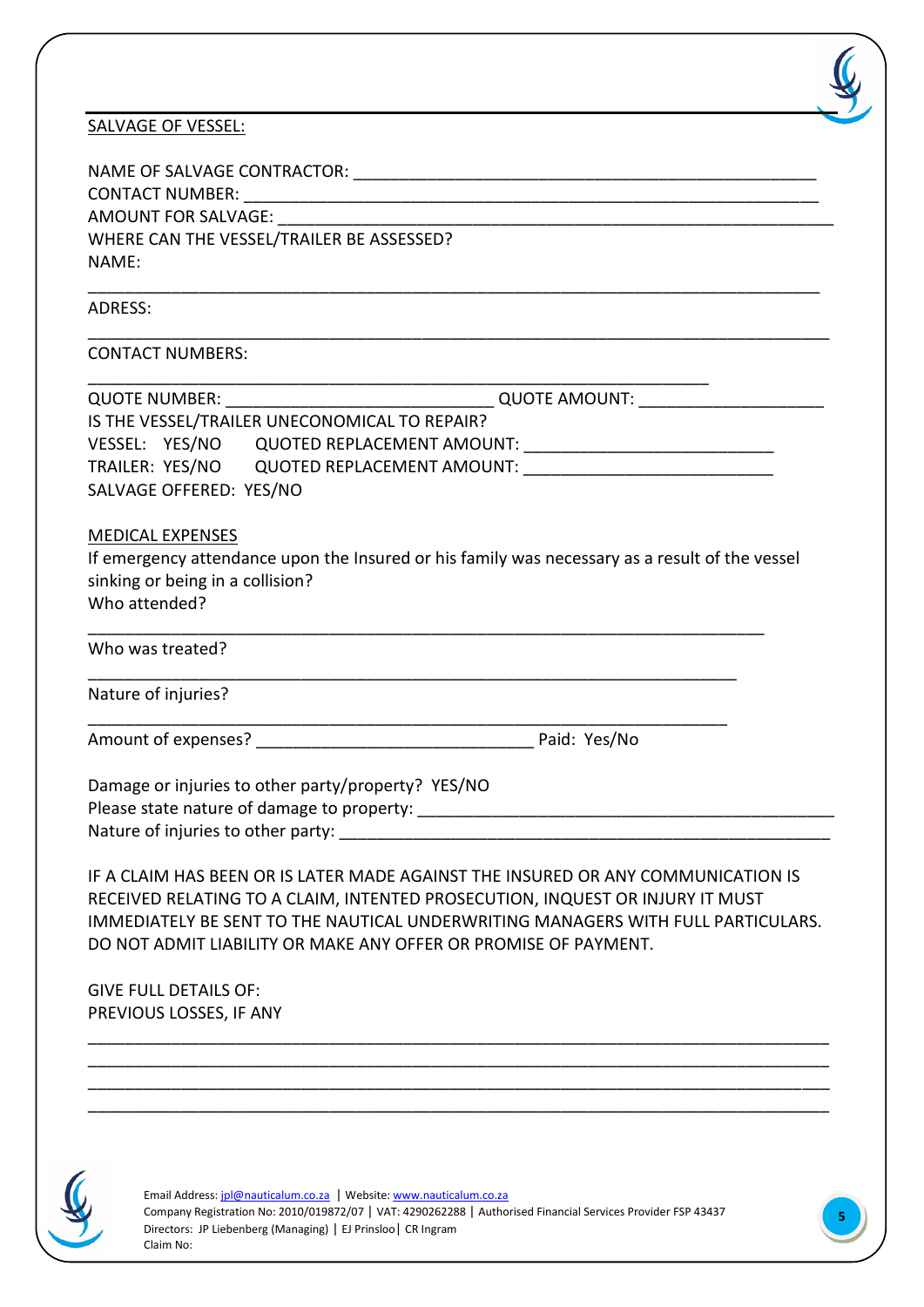SALVAGE OF VESSEL:

NAME OF SALVAGE CONTRACTOR: ___________________________________________________
CONTACT NUMBER: ___________________________________________________________
AMOUNT FOR SALVAGE: _________________________________________________________
WHERE CAN THE VESSEL/TRAILER BE ASSESSED?
NAME:

_____________________________________________________________________________

ADRESS:

_____________________________________________________________________________

CONTACT NUMBERS:

_________________________________________________________________

QUOTE NUMBER: ____________________________ QUOTE AMOUNT: ___________________
IS THE VESSEL/TRAILER UNECONOMICAL TO REPAIR?
VESSEL: YES/NO QUOTED REPLACEMENT AMOUNT: __________________________
TRAILER: YES/NO QUOTED REPLACEMENT AMOUNT: __________________________
SALVAGE OFFERED: YES/NO

MEDICAL EXPENSES

If emergency attendance upon the Insured or his family was necessary as a result of the vessel sinking or being in a collision?
Who attended?

_______________________________________________________________________

Who was treated?

____________________________________________________________________

Nature of injuries?

___________________________________________________________________

Amount of expenses? _____________________________ Paid: Yes/No

Damage or injuries to other party/property? YES/NO
Please state nature of damage to property: ___________________________________________
Nature of injuries to other party: ___________________________________________________

IF A CLAIM HAS BEEN OR IS LATER MADE AGAINST THE INSURED OR ANY COMMUNICATION IS RECEIVED RELATING TO A CLAIM, INTENTED PROSECUTION, INQUEST OR INJURY IT MUST IMMEDIATELY BE SENT TO THE NAUTICAL UNDERWRITING MANAGERS WITH FULL PARTICULARS. DO NOT ADMIT LIABILITY OR MAKE ANY OFFER OR PROMISE OF PAYMENT.

GIVE FULL DETAILS OF:
PREVIOUS LOSSES, IF ANY

_____________________________________________________________________________
_____________________________________________________________________________
_____________________________________________________________________________
_____________________________________________________________________________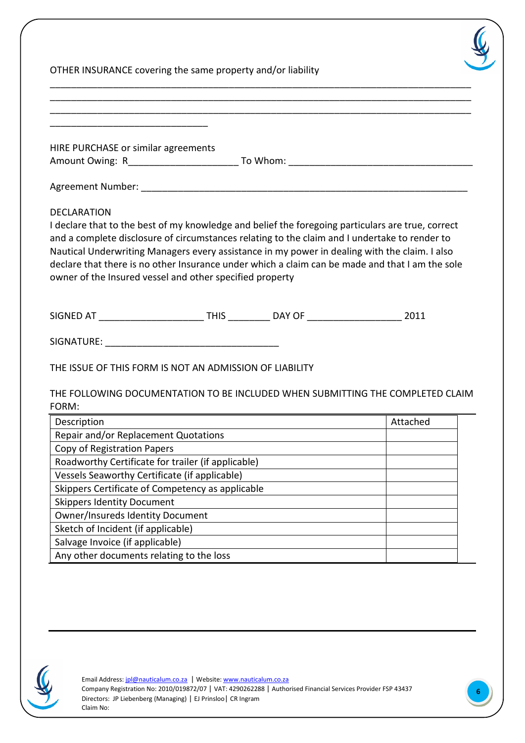OTHER INSURANCE covering the same property and/or liability

___________________________________________________________________________
___________________________________________________________________________
___________________________________________________________________________
____________________________

HIRE PURCHASE or similar agreements
Amount Owing: R____________________ To Whom: _________________________________

Agreement Number: ____________________________________________________________

DECLARATION
I declare that to the best of my knowledge and belief the foregoing particulars are true, correct and a complete disclosure of circumstances relating to the claim and I undertake to render to Nautical Underwriting Managers every assistance in my power in dealing with the claim. I also declare that there is no other Insurance under which a claim can be made and that I am the sole owner of the Insured vessel and other specified property

SIGNED AT ___________________ THIS ________ DAY OF _________________ 2011

SIGNATURE: ________________________________

THE ISSUE OF THIS FORM IS NOT AN ADMISSION OF LIABILITY

THE FOLLOWING DOCUMENTATION TO BE INCLUDED WHEN SUBMITTING THE COMPLETED CLAIM FORM:

| Description | Attached |
|---|---|
| Repair and/or Replacement Quotations | |
| Copy of Registration Papers | |
| Roadworthy Certificate for trailer (if applicable) | |
| Vessels Seaworthy Certificate (if applicable) | |
| Skippers Certificate of Competency as applicable | |
| Skippers Identity Document | |
| Owner/Insureds Identity Document | |
| Sketch of Incident (if applicable) | |
| Salvage Invoice (if applicable) | |
| Any other documents relating to the loss | |

Email Address: jpl@nauticalum.co.za | Website: www.nauticalum.co.za
Company Registration No: 2010/019872/07 | VAT: 4290262288 | Authorised Financial Services Provider FSP 43437
Directors: JP Liebenberg (Managing) | EJ Prinsloo | CR Ingram
Claim No: